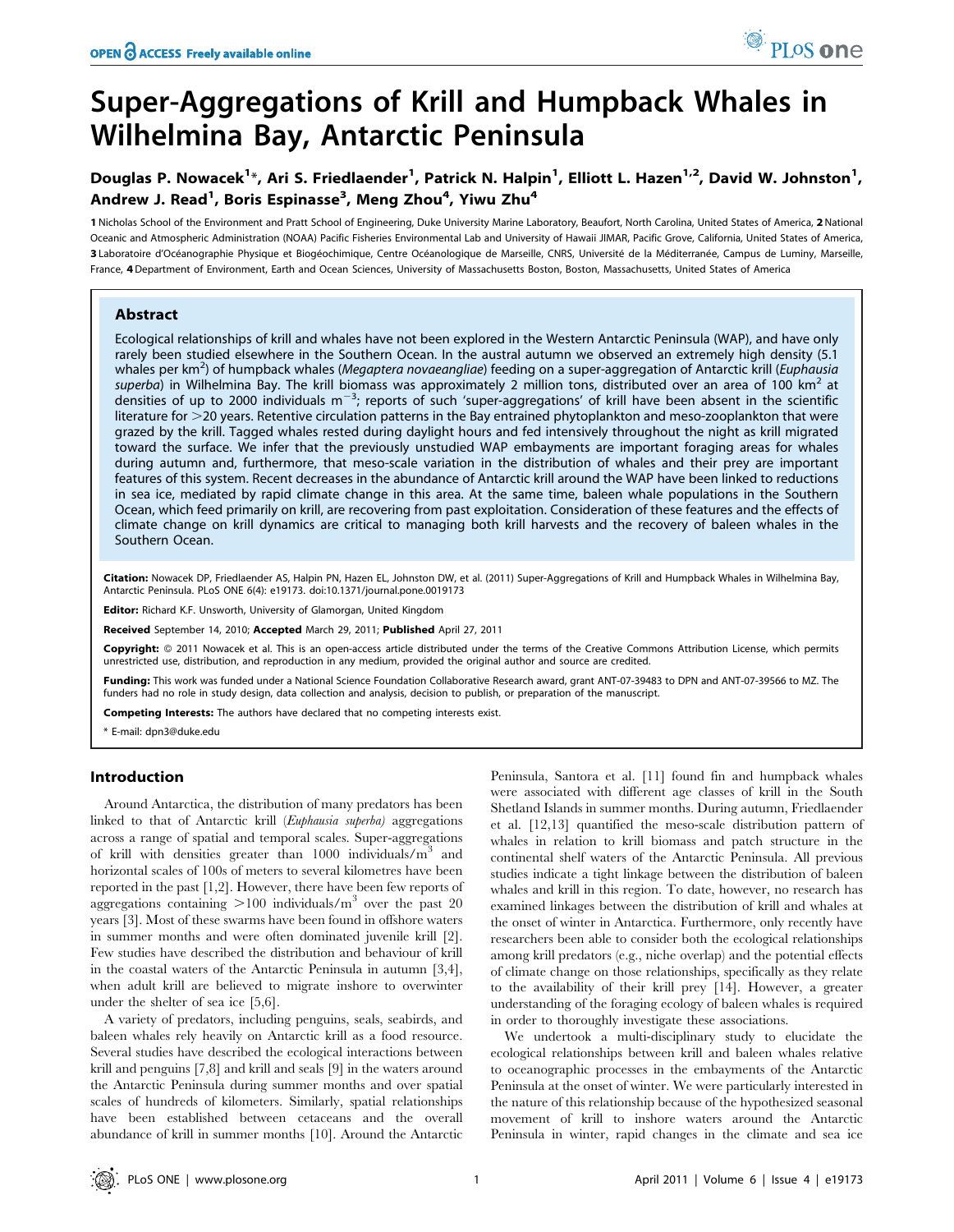# Super-Aggregations of Krill and Humpback Whales in Wilhelmina Bay, Antarctic Peninsula

Douglas P. Nowacek[1]*, Ari S. Friedlaender[1], Patrick N. Halpin[1], Elliott L. Hazen[1,2], David W. Johnston[1], Andrew J. Read[1], Boris Espinasse[3], Meng Zhou[4], Yiwu Zhu[4]

1 Nicholas School of the Environment and Pratt School of Engineering, Duke University Marine Laboratory, Beaufort, North Carolina, United States of America, 2 National Oceanic and Atmospheric Administration (NOAA) Pacific Fisheries Environmental Lab and University of Hawaii JIMAR, Pacific Grove, California, United States of America, 3 Laboratoire d'Océanographie Physique et Biogéochimique, Centre Océanologique de Marseille, CNRS, Université de la Méditerranée, Campus de Luminy, Marseille, France, 4 Department of Environment, Earth and Ocean Sciences, University of Massachusetts Boston, Boston, Massachusetts, United States of America

## Abstract

Ecological relationships of krill and whales have not been explored in the Western Antarctic Peninsula (WAP), and have only rarely been studied elsewhere in the Southern Ocean. In the austral autumn we observed an extremely high density (5.1 whales per km$^2$) of humpback whales (*Megaptera novaeangliae*) feeding on a super-aggregation of Antarctic krill (*Euphausia superba*) in Wilhelmina Bay. The krill biomass was approximately 2 million tons, distributed over an area of 100 km$^2$ at densities of up to 2000 individuals m$^{-3}$; reports of such 'super-aggregations' of krill have been absent in the scientific literature for >20 years. Retentive circulation patterns in the Bay entrained phytoplankton and meso-zooplankton that were grazed by the krill. Tagged whales rested during daylight hours and fed intensively throughout the night as krill migrated toward the surface. We infer that the previously unstudied WAP embayments are important foraging areas for whales during autumn and, furthermore, that meso-scale variation in the distribution of whales and their prey are important features of this system. Recent decreases in the abundance of Antarctic krill around the WAP have been linked to reductions in sea ice, mediated by rapid climate change in this area. At the same time, baleen whale populations in the Southern Ocean, which feed primarily on krill, are recovering from past exploitation. Consideration of these features and the effects of climate change on krill dynamics are critical to managing both krill harvests and the recovery of baleen whales in the Southern Ocean.

**Citation:** Nowacek DP, Friedlaender AS, Halpin PN, Hazen EL, Johnston DW, et al. (2011) Super-Aggregations of Krill and Humpback Whales in Wilhelmina Bay, Antarctic Peninsula. PLoS ONE 6(4): e19173. doi:10.1371/journal.pone.0019173

**Editor:** Richard K.F. Unsworth, University of Glamorgan, United Kingdom

**Received** September 14, 2010; **Accepted** March 29, 2011; **Published** April 27, 2011

**Copyright:** © 2011 Nowacek et al. This is an open-access article distributed under the terms of the Creative Commons Attribution License, which permits unrestricted use, distribution, and reproduction in any medium, provided the original author and source are credited.

**Funding:** This work was funded under a National Science Foundation Collaborative Research award, grant ANT-07-39483 to DPN and ANT-07-39566 to MZ. The funders had no role in study design, data collection and analysis, decision to publish, or preparation of the manuscript.

**Competing Interests:** The authors have declared that no competing interests exist.

\* E-mail: dpn3@duke.edu

## Introduction

Around Antarctica, the distribution of many predators has been linked to that of Antarctic krill (*Euphausia superba*) aggregations across a range of spatial and temporal scales. Super-aggregations of krill with densities greater than 1000 individuals/m$^3$ and horizontal scales of 100s of meters to several kilometres have been reported in the past [1,2]. However, there have been few reports of aggregations containing >100 individuals/m$^3$ over the past 20 years [3]. Most of these swarms have been found in offshore waters in summer months and were often dominated juvenile krill [2]. Few studies have described the distribution and behaviour of krill in the coastal waters of the Antarctic Peninsula in autumn [3,4], when adult krill are believed to migrate inshore to overwinter under the shelter of sea ice [5,6].

A variety of predators, including penguins, seals, seabirds, and baleen whales rely heavily on Antarctic krill as a food resource. Several studies have described the ecological interactions between krill and penguins [7,8] and krill and seals [9] in the waters around the Antarctic Peninsula during summer months and over spatial scales of hundreds of kilometers. Similarly, spatial relationships have been established between cetaceans and the overall abundance of krill in summer months [10]. Around the Antarctic Peninsula, Santora et al. [11] found fin and humpback whales were associated with different age classes of krill in the South Shetland Islands in summer months. During autumn, Friedlaender et al. [12,13] quantified the meso-scale distribution pattern of whales in relation to krill biomass and patch structure in the continental shelf waters of the Antarctic Peninsula. All previous studies indicate a tight linkage between the distribution of baleen whales and krill in this region. To date, however, no research has examined linkages between the distribution of krill and whales at the onset of winter in Antarctica. Furthermore, only recently have researchers been able to consider both the ecological relationships among krill predators (e.g., niche overlap) and the potential effects of climate change on those relationships, specifically as they relate to the availability of their krill prey [14]. However, a greater understanding of the foraging ecology of baleen whales is required in order to thoroughly investigate these associations.

We undertook a multi-disciplinary study to elucidate the ecological relationships between krill and baleen whales relative to oceanographic processes in the embayments of the Antarctic Peninsula at the onset of winter. We were particularly interested in the nature of this relationship because of the hypothesized seasonal movement of krill to inshore waters around the Antarctic Peninsula in winter, rapid changes in the climate and sea ice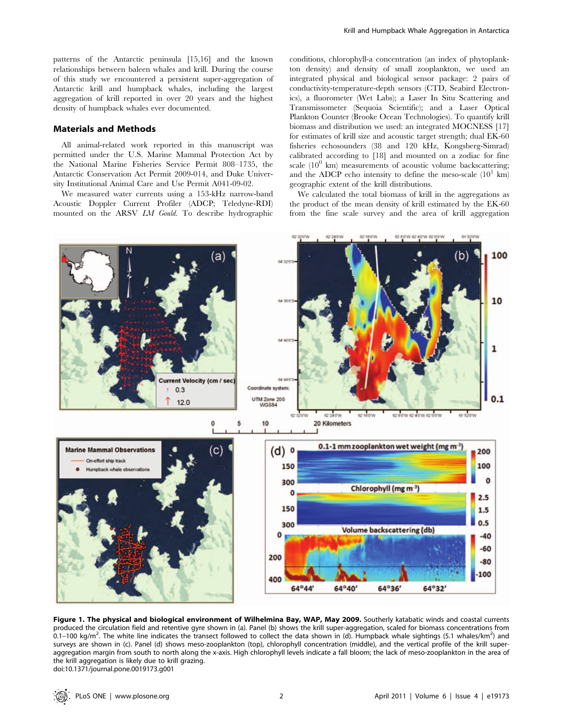patterns of the Antarctic peninsula [15,16] and the known relationships between baleen whales and krill. During the course of this study we encountered a persistent super-aggregation of Antarctic krill and humpback whales, including the largest aggregation of krill reported in over 20 years and the highest density of humpback whales ever documented.

## Materials and Methods

All animal-related work reported in this manuscript was permitted under the U.S. Marine Mammal Protection Act by the National Marine Fisheries Service Permit 808–1735, the Antarctic Conservation Act Permit 2009-014, and Duke University Institutional Animal Care and Use Permit A041-09-02.

We measured water currents using a 153-kHz narrow-band Acoustic Doppler Current Profiler (ADCP; Teledyne-RDI) mounted on the ARSV *LM Gould*. To describe hydrographic conditions, chlorophyll-a concentration (an index of phytoplankton density) and density of small zooplankton, we used an integrated physical and biological sensor package: 2 pairs of conductivity-temperature-depth sensors (CTD, Seabird Electronics), a fluorometer (Wet Labs); a Laser In Situ Scattering and Transmissometer (Sequoia Scientific); and a Laser Optical Plankton Counter (Brooke Ocean Technologies). To quantify krill biomass and distribution we used: an integrated MOCNESS [17] for estimates of krill size and acoustic target strength; dual EK-60 fisheries echosounders (38 and 120 kHz, Kongsberg-Simrad) calibrated according to [18] and mounted on a zodiac for fine scale ($10^0$ km) measurements of acoustic volume backscattering; and the ADCP echo intensity to define the meso-scale ($10^1$ km) geographic extent of the krill distributions.

We calculated the total biomass of krill in the aggregations as the product of the mean density of krill estimated by the EK-60 from the fine scale survey and the area of krill aggregation

**Figure 1. The physical and biological environment of Wilhelmina Bay, WAP, May 2009.** Southerly katabatic winds and coastal currents produced the circulation field and retentive gyre shown in (a). Panel (b) shows the krill super-aggregation, scaled for biomass concentrations from 0.1–100 kg/m$^2$. The white line indicates the transect followed to collect the data shown in (d). Humpback whale sightings (5.1 whales/km$^2$) and surveys are shown in (c). Panel (d) shows meso-zooplankton (top), chlorophyll concentration (middle), and the vertical profile of the krill super-aggregation margin from south to north along the x-axis. High chlorophyll levels indicate a fall bloom; the lack of meso-zooplankton in the area of the krill aggregation is likely due to krill grazing.
doi:10.1371/journal.pone.0019173.g001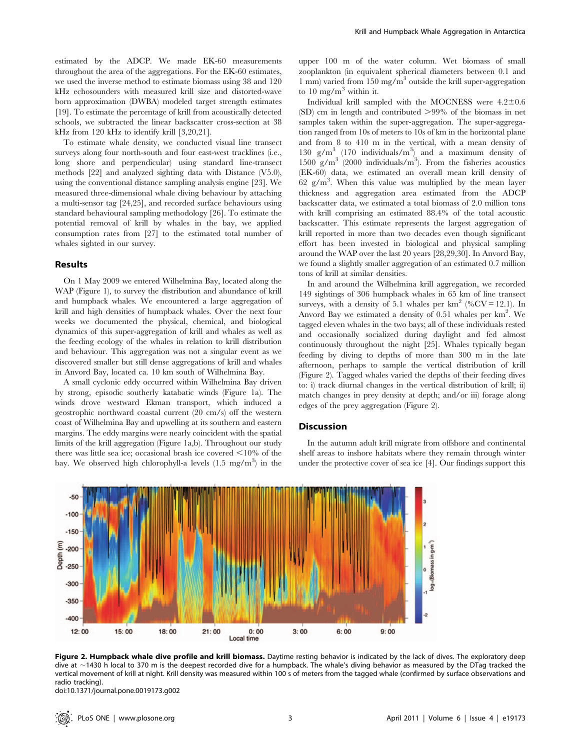estimated by the ADCP. We made EK-60 measurements throughout the area of the aggregations. For the EK-60 estimates, we used the inverse method to estimate biomass using 38 and 120 kHz echosounders with measured krill size and distorted-wave born approximation (DWBA) modeled target strength estimates [19]. To estimate the percentage of krill from acoustically detected schools, we subtracted the linear backscatter cross-section at 38 kHz from 120 kHz to identify krill [3,20,21].

To estimate whale density, we conducted visual line transect surveys along four north-south and four east-west tracklines (i.e., long shore and perpendicular) using standard line-transect methods [22] and analyzed sighting data with Distance (V5.0), using the conventional distance sampling analysis engine [23]. We measured three-dimensional whale diving behaviour by attaching a multi-sensor tag [24,25], and recorded surface behaviours using standard behavioural sampling methodology [26]. To estimate the potential removal of krill by whales in the bay, we applied consumption rates from [27] to the estimated total number of whales sighted in our survey.

## Results

On 1 May 2009 we entered Wilhelmina Bay, located along the WAP (Figure 1), to survey the distribution and abundance of krill and humpback whales. We encountered a large aggregation of krill and high densities of humpback whales. Over the next four weeks we documented the physical, chemical, and biological dynamics of this super-aggregation of krill and whales as well as the feeding ecology of the whales in relation to krill distribution and behaviour. This aggregation was not a singular event as we discovered smaller but still dense aggregations of krill and whales in Anvord Bay, located ca. 10 km south of Wilhelmina Bay.

A small cyclonic eddy occurred within Wilhelmina Bay driven by strong, episodic southerly katabatic winds (Figure 1a). The winds drove westward Ekman transport, which induced a geostrophic northward coastal current (20 cm/s) off the western coast of Wilhelmina Bay and upwelling at its southern and eastern margins. The eddy margins were nearly coincident with the spatial limits of the krill aggregation (Figure 1a,b). Throughout our study there was little sea ice; occasional brash ice covered <10% of the bay. We observed high chlorophyll-a levels (1.5 mg/m$^3$) in the upper 100 m of the water column. Wet biomass of small zooplankton (in equivalent spherical diameters between 0.1 and 1 mm) varied from 150 mg/m$^3$ outside the krill super-aggregation to 10 mg/m$^3$ within it.

Individual krill sampled with the MOCNESS were 4.2±0.6 (SD) cm in length and contributed >99% of the biomass in net samples taken within the super-aggregation. The super-aggregation ranged from 10s of meters to 10s of km in the horizontal plane and from 8 to 410 m in the vertical, with a mean density of 130 g/m$^3$ (170 individuals/m$^3$) and a maximum density of 1500 g/m$^3$ (2000 individuals/m$^3$). From the fisheries acoustics (EK-60) data, we estimated an overall mean krill density of 62 g/m$^3$. When this value was multiplied by the mean layer thickness and aggregation area estimated from the ADCP backscatter data, we estimated a total biomass of 2.0 million tons with krill comprising an estimated 88.4% of the total acoustic backscatter. This estimate represents the largest aggregation of krill reported in more than two decades even though significant effort has been invested in biological and physical sampling around the WAP over the last 20 years [28,29,30]. In Anvord Bay, we found a slightly smaller aggregation of an estimated 0.7 million tons of krill at similar densities.

In and around the Wilhelmina krill aggregation, we recorded 149 sightings of 306 humpback whales in 65 km of line transect surveys, with a density of 5.1 whales per km$^2$ (%CV = 12.1). In Anvord Bay we estimated a density of 0.51 whales per km$^2$. We tagged eleven whales in the two bays; all of these individuals rested and occasionally socialized during daylight and fed almost continuously throughout the night [25]. Whales typically began feeding by diving to depths of more than 300 m in the late afternoon, perhaps to sample the vertical distribution of krill (Figure 2). Tagged whales varied the depths of their feeding dives to: i) track diurnal changes in the vertical distribution of krill; ii) match changes in prey density at depth; and/or iii) forage along edges of the prey aggregation (Figure 2).

## Discussion

In the autumn adult krill migrate from offshore and continental shelf areas to inshore habitats where they remain through winter under the protective cover of sea ice [4]. Our findings support this

**Figure 2. Humpback whale dive profile and krill biomass.** Daytime resting behavior is indicated by the lack of dives. The exploratory deep dive at ~1430 h local to 370 m is the deepest recorded dive for a humpback. The whale's diving behavior as measured by the DTag tracked the vertical movement of krill at night. Krill density was measured within 100 s of meters from the tagged whale (confirmed by surface observations and radio tracking).
doi:10.1371/journal.pone.0019173.g002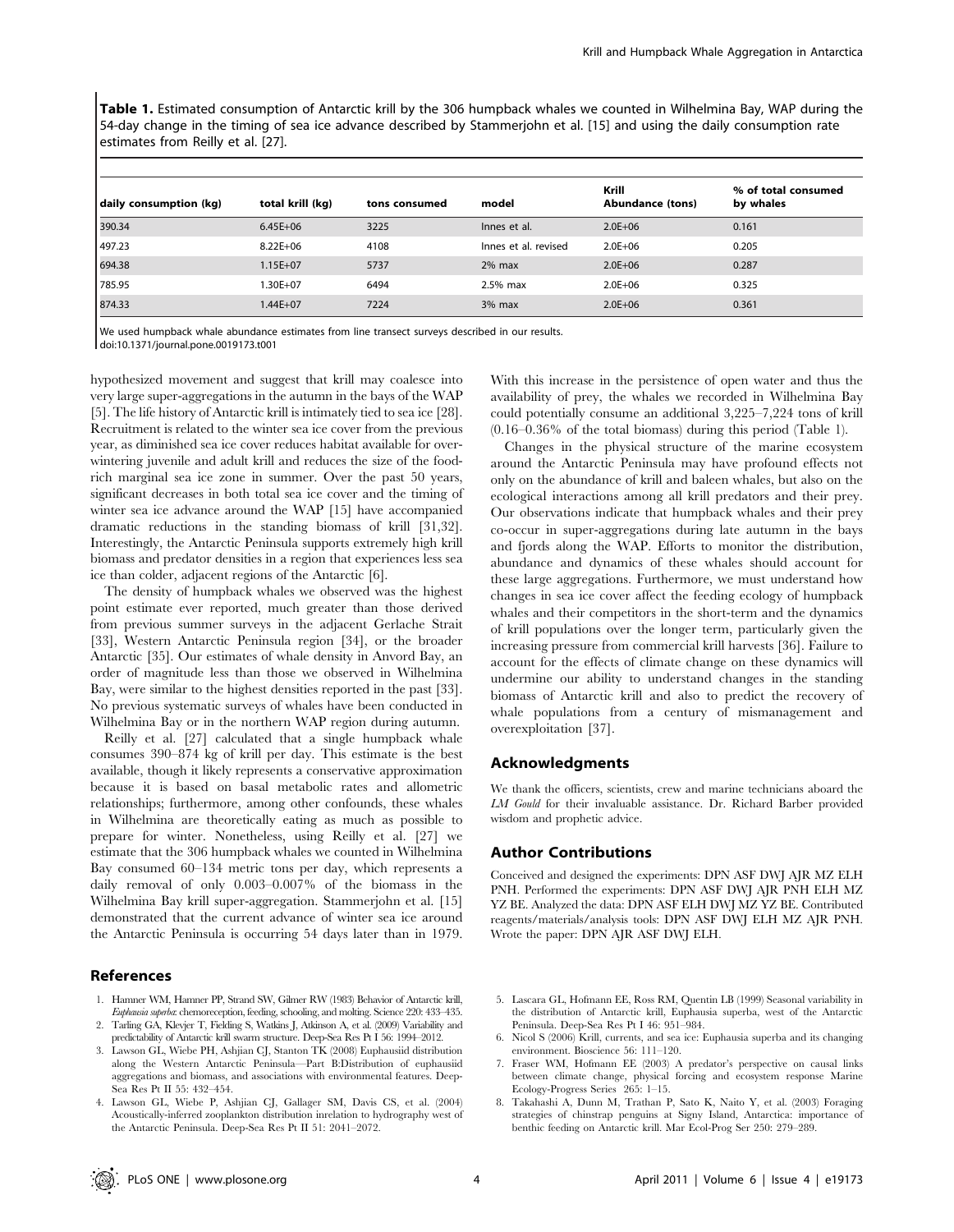**Table 1.** Estimated consumption of Antarctic krill by the 306 humpback whales we counted in Wilhelmina Bay, WAP during the 54-day change in the timing of sea ice advance described by Stammerjohn et al. [15] and using the daily consumption rate estimates from Reilly et al. [27].

| daily consumption (kg) | total krill (kg) | tons consumed | model | Krill Abundance (tons) | % of total consumed by whales |
|---|---|---|---|---|---|
| 390.34 | 6.45E+06 | 3225 | Innes et al. | 2.0E+06 | 0.161 |
| 497.23 | 8.22E+06 | 4108 | Innes et al. revised | 2.0E+06 | 0.205 |
| 694.38 | 1.15E+07 | 5737 | 2% max | 2.0E+06 | 0.287 |
| 785.95 | 1.30E+07 | 6494 | 2.5% max | 2.0E+06 | 0.325 |
| 874.33 | 1.44E+07 | 7224 | 3% max | 2.0E+06 | 0.361 |

We used humpback whale abundance estimates from line transect surveys described in our results.
doi:10.1371/journal.pone.0019173.t001

hypothesized movement and suggest that krill may coalesce into very large super-aggregations in the autumn in the bays of the WAP [5]. The life history of Antarctic krill is intimately tied to sea ice [28]. Recruitment is related to the winter sea ice cover from the previous year, as diminished sea ice cover reduces habitat available for over-wintering juvenile and adult krill and reduces the size of the food-rich marginal sea ice zone in summer. Over the past 50 years, significant decreases in both total sea ice cover and the timing of winter sea ice advance around the WAP [15] have accompanied dramatic reductions in the standing biomass of krill [31,32]. Interestingly, the Antarctic Peninsula supports extremely high krill biomass and predator densities in a region that experiences less sea ice than colder, adjacent regions of the Antarctic [6].

The density of humpback whales we observed was the highest point estimate ever reported, much greater than those derived from previous summer surveys in the adjacent Gerlache Strait [33], Western Antarctic Peninsula region [34], or the broader Antarctic [35]. Our estimates of whale density in Anvord Bay, an order of magnitude less than those we observed in Wilhelmina Bay, were similar to the highest densities reported in the past [33]. No previous systematic surveys of whales have been conducted in Wilhelmina Bay or in the northern WAP region during autumn.

Reilly et al. [27] calculated that a single humpback whale consumes 390–874 kg of krill per day. This estimate is the best available, though it likely represents a conservative approximation because it is based on basal metabolic rates and allometric relationships; furthermore, among other confounds, these whales in Wilhelmina are theoretically eating as much as possible to prepare for winter. Nonetheless, using Reilly et al. [27] we estimate that the 306 humpback whales we counted in Wilhelmina Bay consumed 60–134 metric tons per day, which represents a daily removal of only 0.003–0.007% of the biomass in the Wilhelmina Bay krill super-aggregation. Stammerjohn et al. [15] demonstrated that the current advance of winter sea ice around the Antarctic Peninsula is occurring 54 days later than in 1979. With this increase in the persistence of open water and thus the availability of prey, the whales we recorded in Wilhelmina Bay could potentially consume an additional 3,225–7,224 tons of krill (0.16–0.36% of the total biomass) during this period (Table 1).

Changes in the physical structure of the marine ecosystem around the Antarctic Peninsula may have profound effects not only on the abundance of krill and baleen whales, but also on the ecological interactions among all krill predators and their prey. Our observations indicate that humpback whales and their prey co-occur in super-aggregations during late autumn in the bays and fjords along the WAP. Efforts to monitor the distribution, abundance and dynamics of these whales should account for these large aggregations. Furthermore, we must understand how changes in sea ice cover affect the feeding ecology of humpback whales and their competitors in the short-term and the dynamics of krill populations over the longer term, particularly given the increasing pressure from commercial krill harvests [36]. Failure to account for the effects of climate change on these dynamics will undermine our ability to understand changes in the standing biomass of Antarctic krill and also to predict the recovery of whale populations from a century of mismanagement and overexploitation [37].

## Acknowledgments

We thank the officers, scientists, crew and marine technicians aboard the *LM Gould* for their invaluable assistance. Dr. Richard Barber provided wisdom and prophetic advice.

## Author Contributions

Conceived and designed the experiments: DPN ASF DWJ AJR MZ ELH PNH. Performed the experiments: DPN ASF DWJ AJR PNH ELH MZ YZ BE. Analyzed the data: DPN ASF ELH DWJ MZ YZ BE. Contributed reagents/materials/analysis tools: DPN ASF DWJ ELH MZ AJR PNH. Wrote the paper: DPN AJR ASF DWJ ELH.

## References

1. Hamner WM, Hamner PP, Strand SW, Gilmer RW (1983) Behavior of Antarctic krill, *Euphausia superba*: chemoreception, feeding, schooling, and molting. Science 220: 433–435.
2. Tarling GA, Klevjer T, Fielding S, Watkins J, Atkinson A, et al. (2009) Variability and predictability of Antarctic krill swarm structure. Deep-Sea Res Pt I 56: 1994–2012.
3. Lawson GL, Wiebe PH, Ashjian CJ, Stanton TK (2008) Euphausiid distribution along the Western Antarctic Peninsula—Part B:Distribution of euphausiid aggregations and biomass, and associations with environmental features. Deep-Sea Res Pt II 55: 432–454.
4. Lawson GL, Wiebe P, Ashjian CJ, Gallager SM, Davis CS, et al. (2004) Acoustically-inferred zooplankton distribution inrelation to hydrography west of the Antarctic Peninsula. Deep-Sea Res Pt II 51: 2041–2072.
5. Lascara GL, Hofmann EE, Ross RM, Quentin LB (1999) Seasonal variability in the distribution of Antarctic krill, Euphausia superba, west of the Antarctic Peninsula. Deep-Sea Res Pt I 46: 951–984.
6. Nicol S (2006) Krill, currents, and sea ice: Euphausia superba and its changing environment. Bioscience 56: 111–120.
7. Fraser WM, Hofmann EE (2003) A predator's perspective on causal links between climate change, physical forcing and ecosystem response Marine Ecology-Progress Series 265: 1–15.
8. Takahashi A, Dunn M, Trathan P, Sato K, Naito Y, et al. (2003) Foraging strategies of chinstrap penguins at Signy Island, Antarctica: importance of benthic feeding on Antarctic krill. Mar Ecol-Prog Ser 250: 279–289.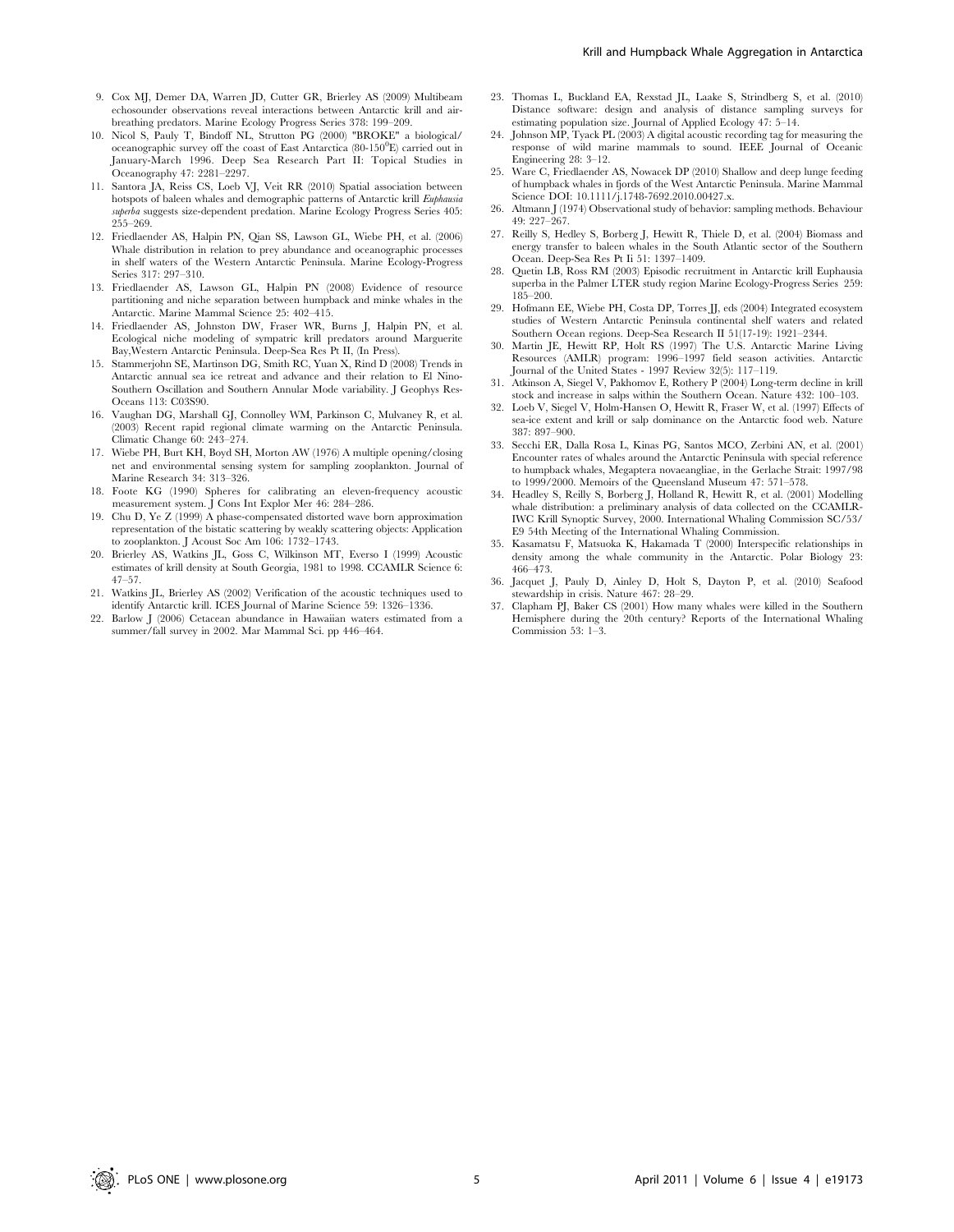9. Cox MJ, Demer DA, Warren JD, Cutter GR, Brierley AS (2009) Multibeam echosounder observations reveal interactions between Antarctic krill and air-breathing predators. Marine Ecology Progress Series 378: 199–209.
10. Nicol S, Pauly T, Bindoff NL, Strutton PG (2000) "BROKE" a biological/oceanographic survey off the coast of East Antarctica (80-150$^0$E) carried out in January-March 1996. Deep Sea Research Part II: Topical Studies in Oceanography 47: 2281–2297.
11. Santora JA, Reiss CS, Loeb VJ, Veit RR (2010) Spatial association between hotspots of baleen whales and demographic patterns of Antarctic krill *Euphausia superba* suggests size-dependent predation. Marine Ecology Progress Series 405: 255–269.
12. Friedlaender AS, Halpin PN, Qian SS, Lawson GL, Wiebe PH, et al. (2006) Whale distribution in relation to prey abundance and oceanographic processes in shelf waters of the Western Antarctic Peninsula. Marine Ecology-Progress Series 317: 297–310.
13. Friedlaender AS, Lawson GL, Halpin PN (2008) Evidence of resource partitioning and niche separation between humpback and minke whales in the Antarctic. Marine Mammal Science 25: 402–415.
14. Friedlaender AS, Johnston DW, Fraser WR, Burns J, Halpin PN, et al. Ecological niche modeling of sympatric krill predators around Marguerite Bay,Western Antarctic Peninsula. Deep-Sea Res Pt II, (In Press).
15. Stammerjohn SE, Martinson DG, Smith RC, Yuan X, Rind D (2008) Trends in Antarctic annual sea ice retreat and advance and their relation to El Nino-Southern Oscillation and Southern Annular Mode variability. J Geophys Res-Oceans 113: C03S90.
16. Vaughan DG, Marshall GJ, Connolley WM, Parkinson C, Mulvaney R, et al. (2003) Recent rapid regional climate warming on the Antarctic Peninsula. Climatic Change 60: 243–274.
17. Wiebe PH, Burt KH, Boyd SH, Morton AW (1976) A multiple opening/closing net and environmental sensing system for sampling zooplankton. Journal of Marine Research 34: 313–326.
18. Foote KG (1990) Spheres for calibrating an eleven-frequency acoustic measurement system. J Cons Int Explor Mer 46: 284–286.
19. Chu D, Ye Z (1999) A phase-compensated distorted wave born approximation representation of the bistatic scattering by weakly scattering objects: Application to zooplankton. J Acoust Soc Am 106: 1732–1743.
20. Brierley AS, Watkins JL, Goss C, Wilkinson MT, Everso I (1999) Acoustic estimates of krill density at South Georgia, 1981 to 1998. CCAMLR Science 6: 47–57.
21. Watkins JL, Brierley AS (2002) Verification of the acoustic techniques used to identify Antarctic krill. ICES Journal of Marine Science 59: 1326–1336.
22. Barlow J (2006) Cetacean abundance in Hawaiian waters estimated from a summer/fall survey in 2002. Mar Mammal Sci. pp 446–464.
23. Thomas L, Buckland EA, Rexstad JL, Laake S, Strindberg S, et al. (2010) Distance software: design and analysis of distance sampling surveys for estimating population size. Journal of Applied Ecology 47: 5–14.
24. Johnson MP, Tyack PL (2003) A digital acoustic recording tag for measuring the response of wild marine mammals to sound. IEEE Journal of Oceanic Engineering 28: 3–12.
25. Ware C, Friedlaender AS, Nowacek DP (2010) Shallow and deep lunge feeding of humpback whales in fjords of the West Antarctic Peninsula. Marine Mammal Science DOI: 10.1111/j.1748-7692.2010.00427.x.
26. Altmann J (1974) Observational study of behavior: sampling methods. Behaviour 49: 227–267.
27. Reilly S, Hedley S, Borberg J, Hewitt R, Thiele D, et al. (2004) Biomass and energy transfer to baleen whales in the South Atlantic sector of the Southern Ocean. Deep-Sea Res Pt Ii 51: 1397–1409.
28. Quetin LB, Ross RM (2003) Episodic recruitment in Antarctic krill Euphausia superba in the Palmer LTER study region Marine Ecology-Progress Series 259: 185–200.
29. Hofmann EE, Wiebe PH, Costa DP, Torres JJ, eds (2004) Integrated ecosystem studies of Western Antarctic Peninsula continental shelf waters and related Southern Ocean regions. Deep-Sea Research II 51(17-19): 1921–2344.
30. Martin JE, Hewitt RP, Holt RS (1997) The U.S. Antarctic Marine Living Resources (AMLR) program: 1996–1997 field season activities. Antarctic Journal of the United States - 1997 Review 32(5): 117–119.
31. Atkinson A, Siegel V, Pakhomov E, Rothery P (2004) Long-term decline in krill stock and increase in salps within the Southern Ocean. Nature 432: 100–103.
32. Loeb V, Siegel V, Holm-Hansen O, Hewitt R, Fraser W, et al. (1997) Effects of sea-ice extent and krill or salp dominance on the Antarctic food web. Nature 387: 897–900.
33. Secchi ER, Dalla Rosa L, Kinas PG, Santos MCO, Zerbini AN, et al. (2001) Encounter rates of whales around the Antarctic Peninsula with special reference to humpback whales, Megaptera novaeangliae, in the Gerlache Strait: 1997/98 to 1999/2000. Memoirs of the Queensland Museum 47: 571–578.
34. Headley S, Reilly S, Borberg J, Holland R, Hewitt R, et al. (2001) Modelling whale distribution: a preliminary analysis of data collected on the CCAMLR-IWC Krill Synoptic Survey, 2000. International Whaling Commission SC/53/E9 54th Meeting of the International Whaling Commission.
35. Kasamatsu F, Matsuoka K, Hakamada T (2000) Interspecific relationships in density among the whale community in the Antarctic. Polar Biology 23: 466–473.
36. Jacquet J, Pauly D, Ainley D, Holt S, Dayton P, et al. (2010) Seafood stewardship in crisis. Nature 467: 28–29.
37. Clapham PJ, Baker CS (2001) How many whales were killed in the Southern Hemisphere during the 20th century? Reports of the International Whaling Commission 53: 1–3.